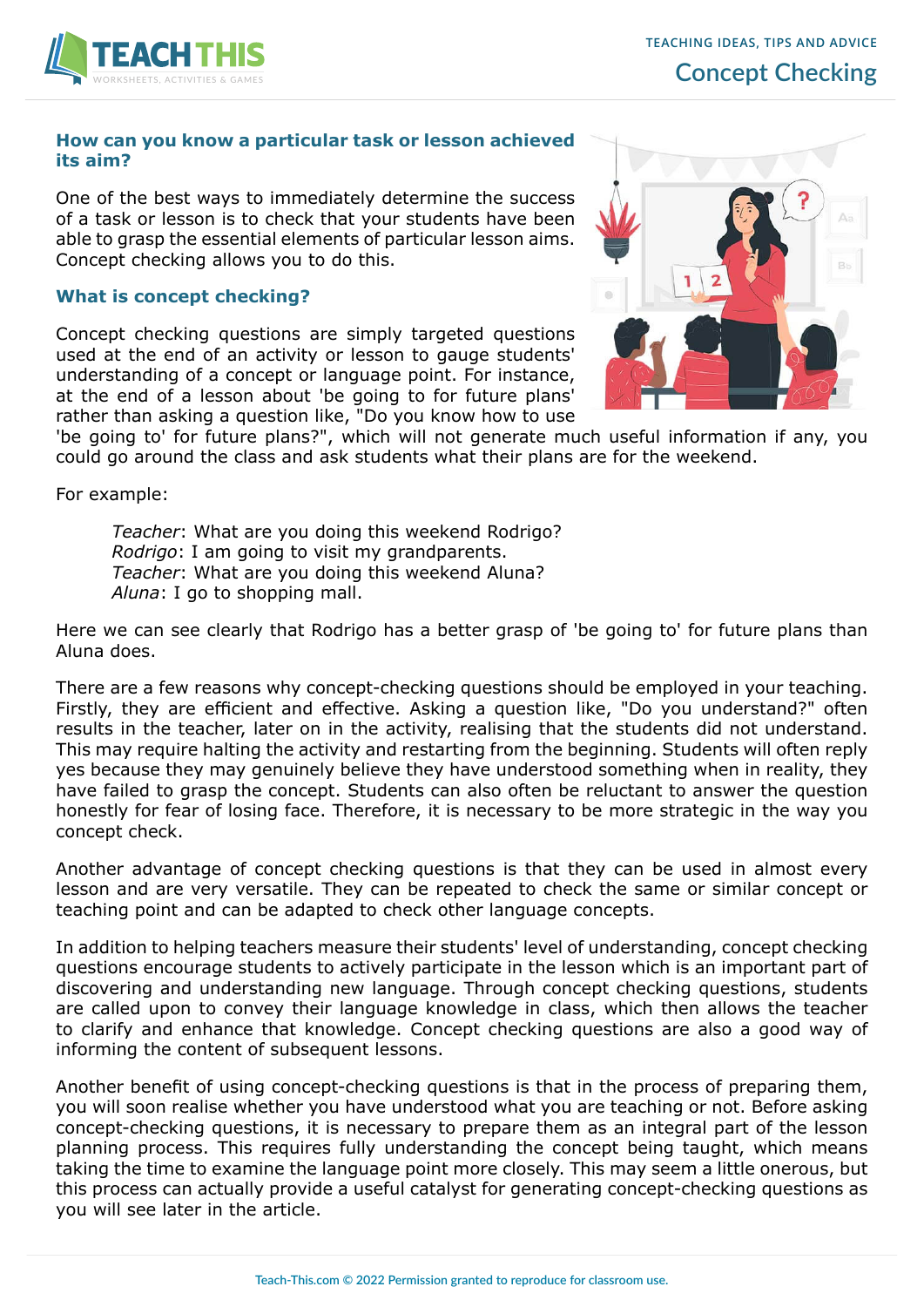# Concept Checking

## How can you know a particular task or lesson achieved its aim?

One of the best ways to immediately determine the success of a task or lesson is to check that your students have been able to grasp the essential elements of particular lesson aims. Concept checking allows you to do this.

## What is concept checking?

Concept checking questions are simply targeted questions used at the end of an activity or lesson to gauge students' understanding of a concept or language point. For instance, at the end of a lesson about 'be going to for future plans' rather than asking a question like, "Do you know how to use 'be going to' for future plans?", which will not generate much useful information if any, you could go around the class and ask students what their plans are for the weekend.

For example:

> *Teacher*: What are you doing this weekend Rodrigo?
> *Rodrigo*: I am going to visit my grandparents.
> *Teacher*: What are you doing this weekend Aluna?
> *Aluna*: I go to shopping mall.

Here we can see clearly that Rodrigo has a better grasp of 'be going to' for future plans than Aluna does.

There are a few reasons why concept-checking questions should be employed in your teaching. Firstly, they are efficient and effective. Asking a question like, "Do you understand?" often results in the teacher, later on in the activity, realising that the students did not understand. This may require halting the activity and restarting from the beginning. Students will often reply yes because they may genuinely believe they have understood something when in reality, they have failed to grasp the concept. Students can also often be reluctant to answer the question honestly for fear of losing face. Therefore, it is necessary to be more strategic in the way you concept check.

Another advantage of concept checking questions is that they can be used in almost every lesson and are very versatile. They can be repeated to check the same or similar concept or teaching point and can be adapted to check other language concepts.

In addition to helping teachers measure their students' level of understanding, concept checking questions encourage students to actively participate in the lesson which is an important part of discovering and understanding new language. Through concept checking questions, students are called upon to convey their language knowledge in class, which then allows the teacher to clarify and enhance that knowledge. Concept checking questions are also a good way of informing the content of subsequent lessons.

Another benefit of using concept-checking questions is that in the process of preparing them, you will soon realise whether you have understood what you are teaching or not. Before asking concept-checking questions, it is necessary to prepare them as an integral part of the lesson planning process. This requires fully understanding the concept being taught, which means taking the time to examine the language point more closely. This may seem a little onerous, but this process can actually provide a useful catalyst for generating concept-checking questions as you will see later in the article.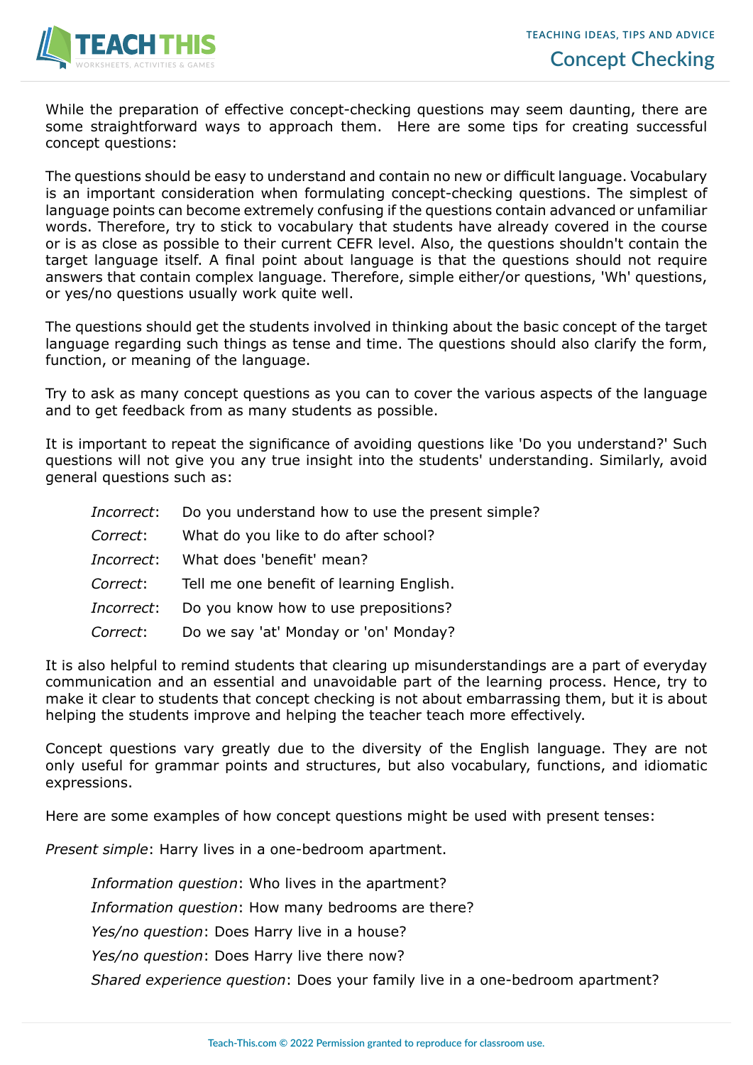While the preparation of effective concept-checking questions may seem daunting, there are some straightforward ways to approach them. Here are some tips for creating successful concept questions:

The questions should be easy to understand and contain no new or difficult language. Vocabulary is an important consideration when formulating concept-checking questions. The simplest of language points can become extremely confusing if the questions contain advanced or unfamiliar words. Therefore, try to stick to vocabulary that students have already covered in the course or is as close as possible to their current CEFR level. Also, the questions shouldn't contain the target language itself. A final point about language is that the questions should not require answers that contain complex language. Therefore, simple either/or questions, 'Wh' questions, or yes/no questions usually work quite well.

The questions should get the students involved in thinking about the basic concept of the target language regarding such things as tense and time. The questions should also clarify the form, function, or meaning of the language.

Try to ask as many concept questions as you can to cover the various aspects of the language and to get feedback from as many students as possible.

It is important to repeat the significance of avoiding questions like 'Do you understand?' Such questions will not give you any true insight into the students' understanding. Similarly, avoid general questions such as:

*Incorrect*: Do you understand how to use the present simple?

*Correct*: What do you like to do after school?

*Incorrect*: What does 'benefit' mean?

*Correct*: Tell me one benefit of learning English.

*Incorrect*: Do you know how to use prepositions?

*Correct*: Do we say 'at' Monday or 'on' Monday?

It is also helpful to remind students that clearing up misunderstandings are a part of everyday communication and an essential and unavoidable part of the learning process. Hence, try to make it clear to students that concept checking is not about embarrassing them, but it is about helping the students improve and helping the teacher teach more effectively.

Concept questions vary greatly due to the diversity of the English language. They are not only useful for grammar points and structures, but also vocabulary, functions, and idiomatic expressions.

Here are some examples of how concept questions might be used with present tenses:

*Present simple*: Harry lives in a one-bedroom apartment.

*Information question*: Who lives in the apartment?

*Information question*: How many bedrooms are there?

*Yes/no question*: Does Harry live in a house?

*Yes/no question*: Does Harry live there now?

*Shared experience question*: Does your family live in a one-bedroom apartment?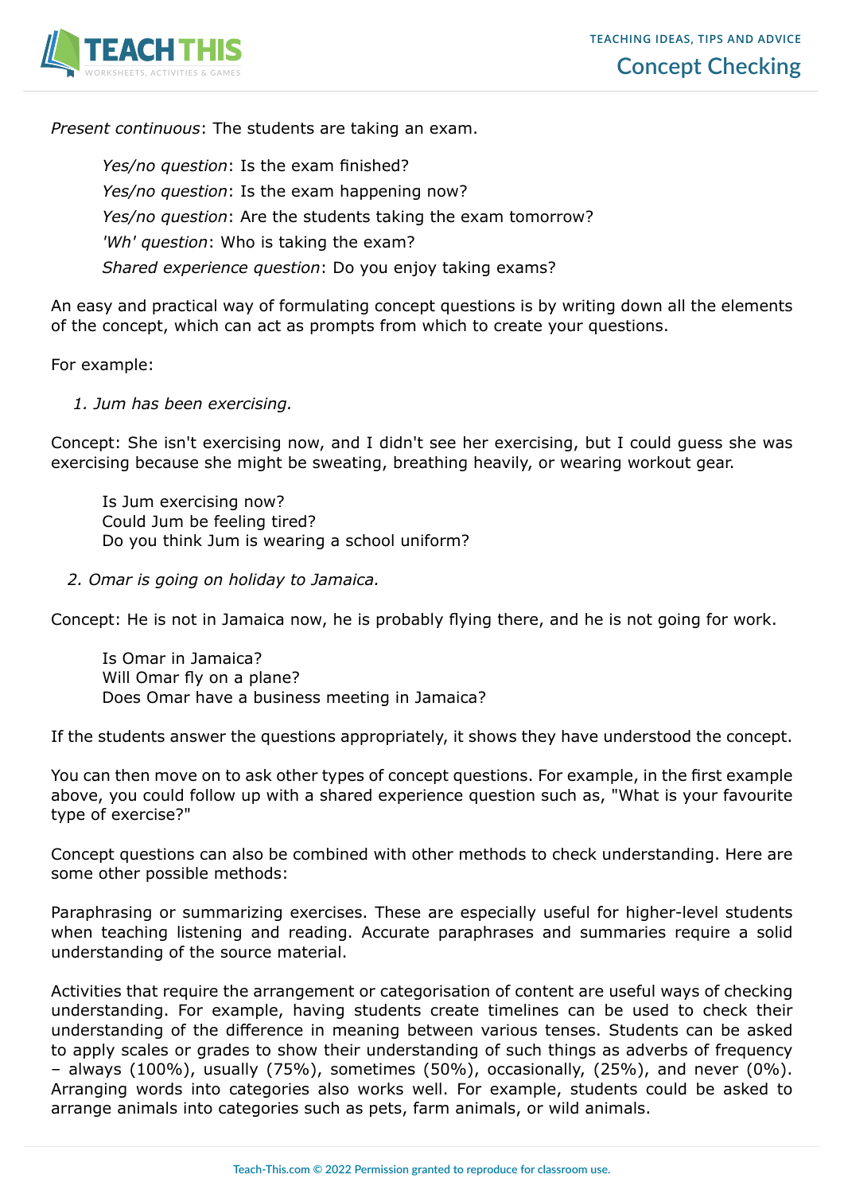*Present continuous*: The students are taking an exam.

> *Yes/no question*: Is the exam finished?
> *Yes/no question*: Is the exam happening now?
> *Yes/no question*: Are the students taking the exam tomorrow?
> *'Wh' question*: Who is taking the exam?
> *Shared experience question*: Do you enjoy taking exams?

An easy and practical way of formulating concept questions is by writing down all the elements of the concept, which can act as prompts from which to create your questions.

For example:

1. *Jum has been exercising.*

Concept: She isn't exercising now, and I didn't see her exercising, but I could guess she was exercising because she might be sweating, breathing heavily, or wearing workout gear.

> Is Jum exercising now?
> Could Jum be feeling tired?
> Do you think Jum is wearing a school uniform?

2. *Omar is going on holiday to Jamaica.*

Concept: He is not in Jamaica now, he is probably flying there, and he is not going for work.

> Is Omar in Jamaica?
> Will Omar fly on a plane?
> Does Omar have a business meeting in Jamaica?

If the students answer the questions appropriately, it shows they have understood the concept.

You can then move on to ask other types of concept questions. For example, in the first example above, you could follow up with a shared experience question such as, "What is your favourite type of exercise?"

Concept questions can also be combined with other methods to check understanding. Here are some other possible methods:

Paraphrasing or summarizing exercises. These are especially useful for higher-level students when teaching listening and reading. Accurate paraphrases and summaries require a solid understanding of the source material.

Activities that require the arrangement or categorisation of content are useful ways of checking understanding. For example, having students create timelines can be used to check their understanding of the difference in meaning between various tenses. Students can be asked to apply scales or grades to show their understanding of such things as adverbs of frequency – always (100%), usually (75%), sometimes (50%), occasionally, (25%), and never (0%). Arranging words into categories also works well. For example, students could be asked to arrange animals into categories such as pets, farm animals, or wild animals.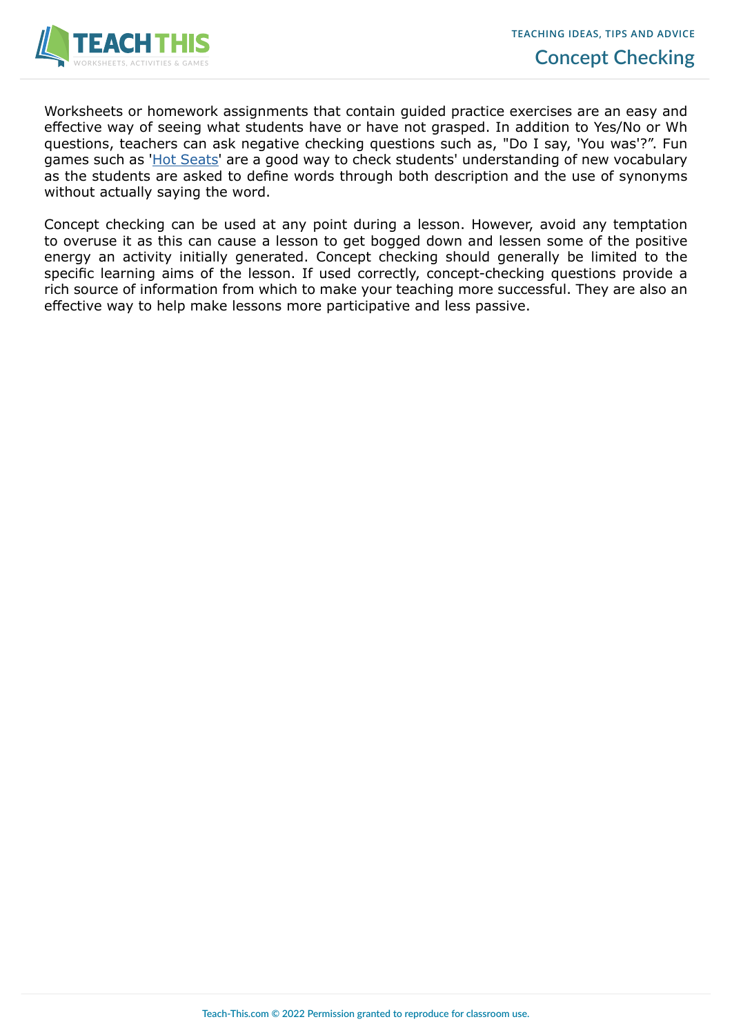Worksheets or homework assignments that contain guided practice exercises are an easy and effective way of seeing what students have or have not grasped. In addition to Yes/No or Wh questions, teachers can ask negative checking questions such as, "Do I say, 'You was'?". Fun games such as 'Hot Seats' are a good way to check students' understanding of new vocabulary as the students are asked to define words through both description and the use of synonyms without actually saying the word.

Concept checking can be used at any point during a lesson. However, avoid any temptation to overuse it as this can cause a lesson to get bogged down and lessen some of the positive energy an activity initially generated. Concept checking should generally be limited to the specific learning aims of the lesson. If used correctly, concept-checking questions provide a rich source of information from which to make your teaching more successful. They are also an effective way to help make lessons more participative and less passive.